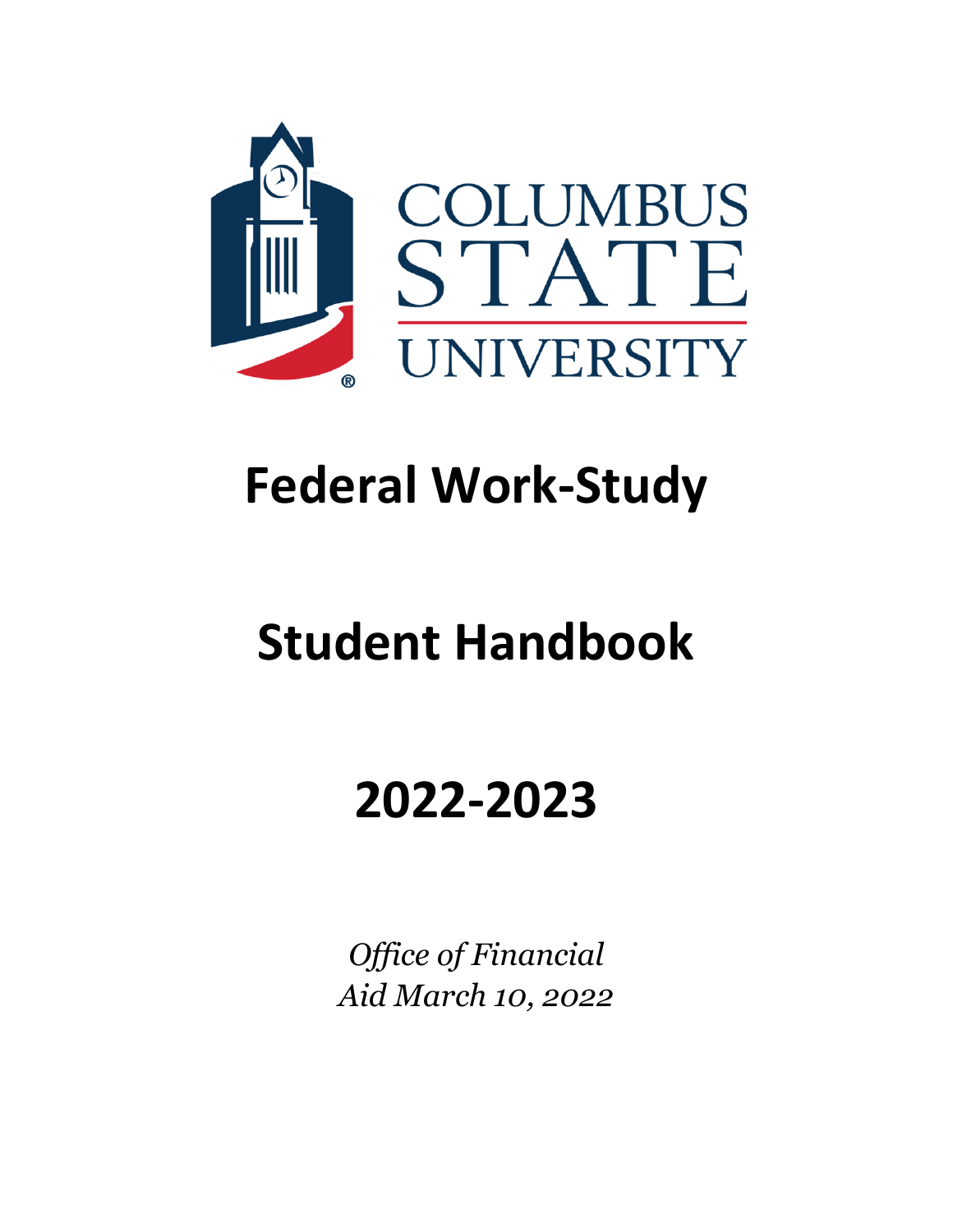# Federal Work-Study

# Student Handbook

# 2022-2023

*Office of Financial Aid March 10, 2022*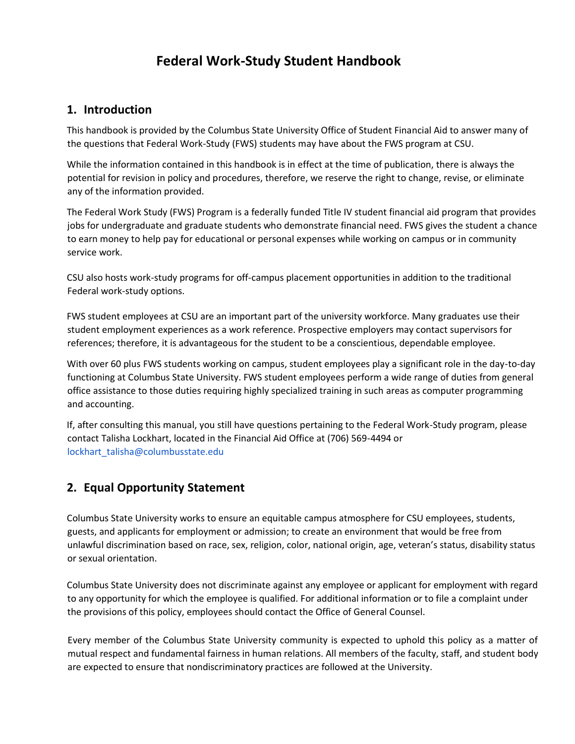# Federal Work-Study Student Handbook

## 1. Introduction

This handbook is provided by the Columbus State University Office of Student Financial Aid to answer many of the questions that Federal Work-Study (FWS) students may have about the FWS program at CSU.

While the information contained in this handbook is in effect at the time of publication, there is always the potential for revision in policy and procedures, therefore, we reserve the right to change, revise, or eliminate any of the information provided.

The Federal Work Study (FWS) Program is a federally funded Title IV student financial aid program that provides jobs for undergraduate and graduate students who demonstrate financial need. FWS gives the student a chance to earn money to help pay for educational or personal expenses while working on campus or in community service work.

CSU also hosts work-study programs for off-campus placement opportunities in addition to the traditional Federal work-study options.

FWS student employees at CSU are an important part of the university workforce. Many graduates use their student employment experiences as a work reference. Prospective employers may contact supervisors for references; therefore, it is advantageous for the student to be a conscientious, dependable employee.

With over 60 plus FWS students working on campus, student employees play a significant role in the day-to-day functioning at Columbus State University. FWS student employees perform a wide range of duties from general office assistance to those duties requiring highly specialized training in such areas as computer programming and accounting.

If, after consulting this manual, you still have questions pertaining to the Federal Work-Study program, please contact Talisha Lockhart, located in the Financial Aid Office at (706) 569-4494 or lockhart_talisha@columbusstate.edu

## 2. Equal Opportunity Statement

Columbus State University works to ensure an equitable campus atmosphere for CSU employees, students, guests, and applicants for employment or admission; to create an environment that would be free from unlawful discrimination based on race, sex, religion, color, national origin, age, veteran's status, disability status or sexual orientation.

Columbus State University does not discriminate against any employee or applicant for employment with regard to any opportunity for which the employee is qualified. For additional information or to file a complaint under the provisions of this policy, employees should contact the Office of General Counsel.

Every member of the Columbus State University community is expected to uphold this policy as a matter of mutual respect and fundamental fairness in human relations. All members of the faculty, staff, and student body are expected to ensure that nondiscriminatory practices are followed at the University.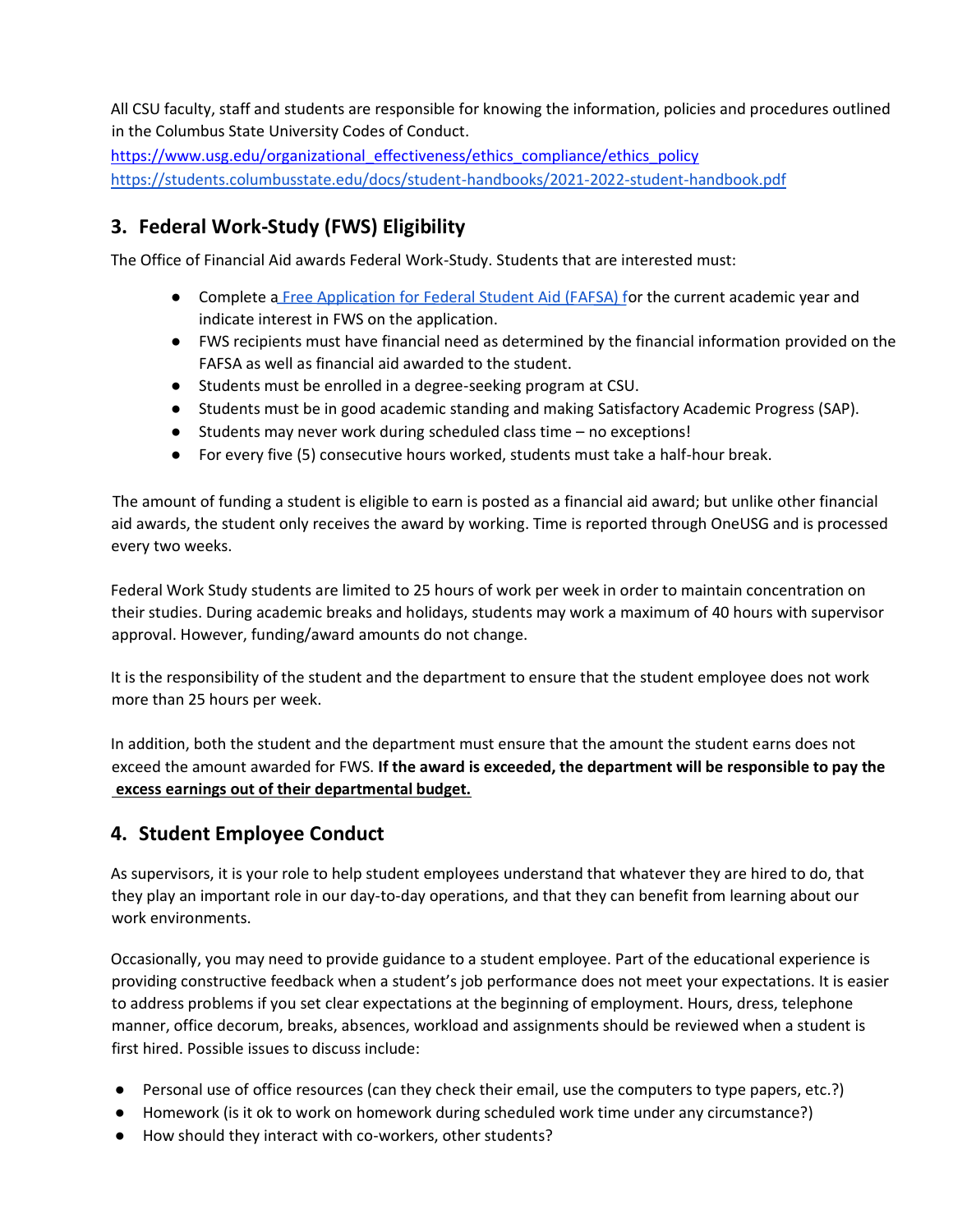All CSU faculty, staff and students are responsible for knowing the information, policies and procedures outlined in the Columbus State University Codes of Conduct.

https://www.usg.edu/organizational_effectiveness/ethics_compliance/ethics_policy
https://students.columbusstate.edu/docs/student-handbooks/2021-2022-student-handbook.pdf

## 3. Federal Work-Study (FWS) Eligibility

The Office of Financial Aid awards Federal Work-Study. Students that are interested must:

- Complete a Free Application for Federal Student Aid (FAFSA) for the current academic year and indicate interest in FWS on the application.
- FWS recipients must have financial need as determined by the financial information provided on the FAFSA as well as financial aid awarded to the student.
- Students must be enrolled in a degree-seeking program at CSU.
- Students must be in good academic standing and making Satisfactory Academic Progress (SAP).
- Students may never work during scheduled class time – no exceptions!
- For every five (5) consecutive hours worked, students must take a half-hour break.

The amount of funding a student is eligible to earn is posted as a financial aid award; but unlike other financial aid awards, the student only receives the award by working. Time is reported through OneUSG and is processed every two weeks.

Federal Work Study students are limited to 25 hours of work per week in order to maintain concentration on their studies. During academic breaks and holidays, students may work a maximum of 40 hours with supervisor approval. However, funding/award amounts do not change.

It is the responsibility of the student and the department to ensure that the student employee does not work more than 25 hours per week.

In addition, both the student and the department must ensure that the amount the student earns does not exceed the amount awarded for FWS. **If the award is exceeded, the department will be responsible to pay the excess earnings out of their departmental budget.**

## 4. Student Employee Conduct

As supervisors, it is your role to help student employees understand that whatever they are hired to do, that they play an important role in our day-to-day operations, and that they can benefit from learning about our work environments.

Occasionally, you may need to provide guidance to a student employee. Part of the educational experience is providing constructive feedback when a student's job performance does not meet your expectations. It is easier to address problems if you set clear expectations at the beginning of employment. Hours, dress, telephone manner, office decorum, breaks, absences, workload and assignments should be reviewed when a student is first hired. Possible issues to discuss include:

- Personal use of office resources (can they check their email, use the computers to type papers, etc.?)
- Homework (is it ok to work on homework during scheduled work time under any circumstance?)
- How should they interact with co-workers, other students?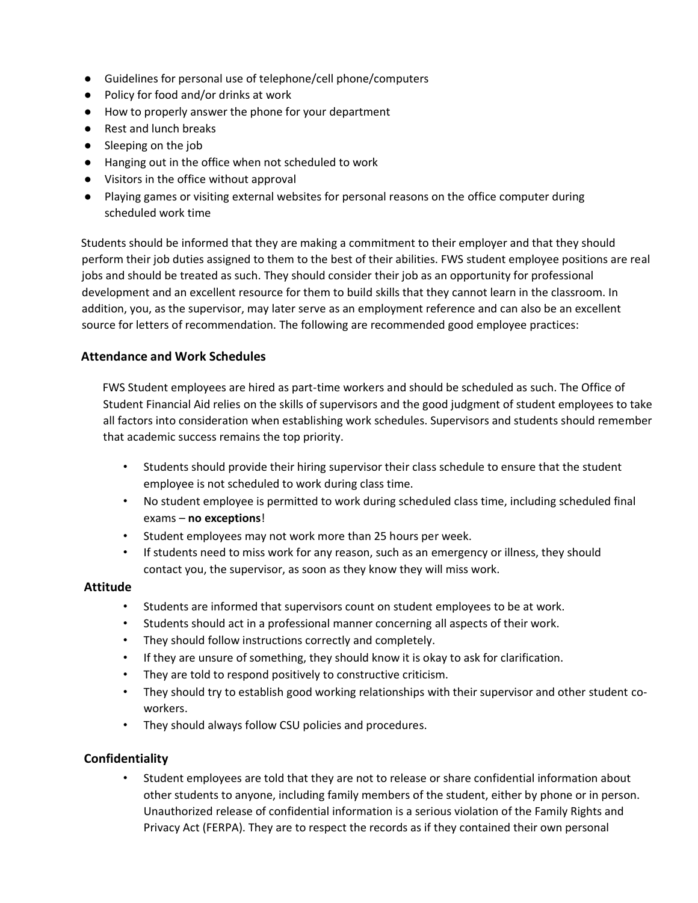- Guidelines for personal use of telephone/cell phone/computers
- Policy for food and/or drinks at work
- How to properly answer the phone for your department
- Rest and lunch breaks
- Sleeping on the job
- Hanging out in the office when not scheduled to work
- Visitors in the office without approval
- Playing games or visiting external websites for personal reasons on the office computer during scheduled work time

Students should be informed that they are making a commitment to their employer and that they should perform their job duties assigned to them to the best of their abilities. FWS student employee positions are real jobs and should be treated as such. They should consider their job as an opportunity for professional development and an excellent resource for them to build skills that they cannot learn in the classroom. In addition, you, as the supervisor, may later serve as an employment reference and can also be an excellent source for letters of recommendation. The following are recommended good employee practices:

### Attendance and Work Schedules

FWS Student employees are hired as part-time workers and should be scheduled as such. The Office of Student Financial Aid relies on the skills of supervisors and the good judgment of student employees to take all factors into consideration when establishing work schedules. Supervisors and students should remember that academic success remains the top priority.

- Students should provide their hiring supervisor their class schedule to ensure that the student employee is not scheduled to work during class time.
- No student employee is permitted to work during scheduled class time, including scheduled final exams – **no exceptions**!
- Student employees may not work more than 25 hours per week.
- If students need to miss work for any reason, such as an emergency or illness, they should contact you, the supervisor, as soon as they know they will miss work.

### Attitude

- Students are informed that supervisors count on student employees to be at work.
- Students should act in a professional manner concerning all aspects of their work.
- They should follow instructions correctly and completely.
- If they are unsure of something, they should know it is okay to ask for clarification.
- They are told to respond positively to constructive criticism.
- They should try to establish good working relationships with their supervisor and other student co-workers.
- They should always follow CSU policies and procedures.

### Confidentiality

- Student employees are told that they are not to release or share confidential information about other students to anyone, including family members of the student, either by phone or in person. Unauthorized release of confidential information is a serious violation of the Family Rights and Privacy Act (FERPA). They are to respect the records as if they contained their own personal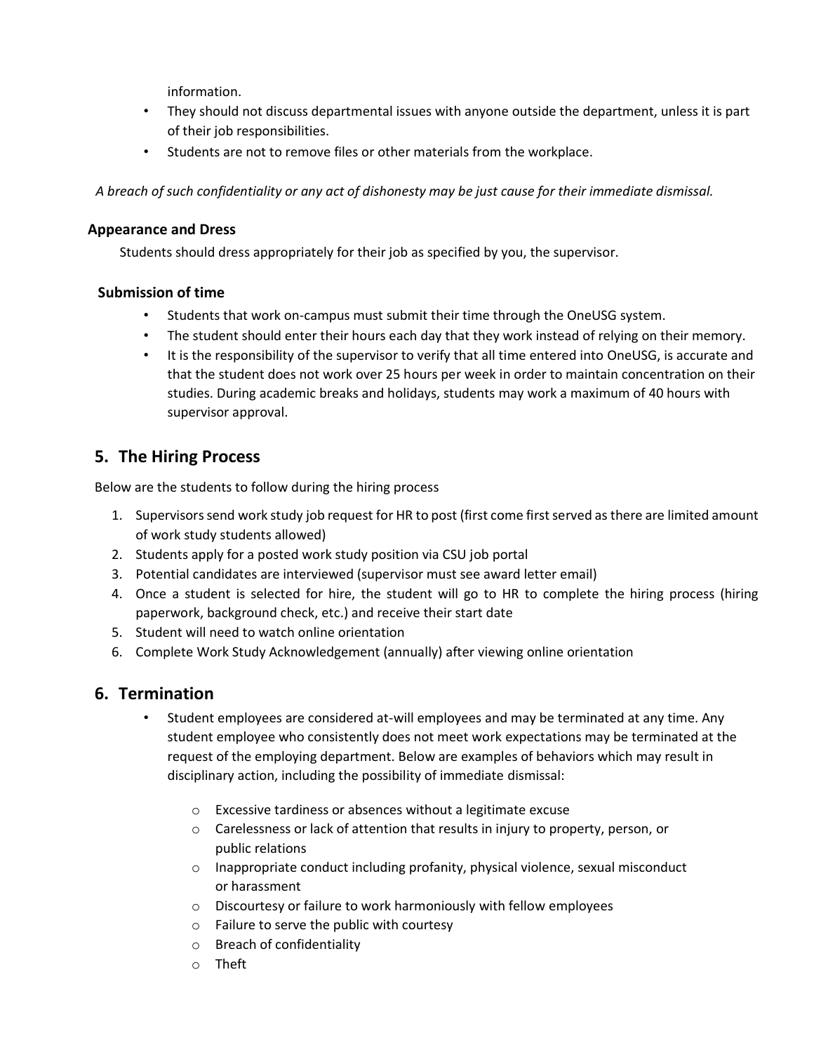information.

- They should not discuss departmental issues with anyone outside the department, unless it is part of their job responsibilities.
- Students are not to remove files or other materials from the workplace.

*A breach of such confidentiality or any act of dishonesty may be just cause for their immediate dismissal.*

### Appearance and Dress

Students should dress appropriately for their job as specified by you, the supervisor.

### Submission of time

- Students that work on-campus must submit their time through the OneUSG system.
- The student should enter their hours each day that they work instead of relying on their memory.
- It is the responsibility of the supervisor to verify that all time entered into OneUSG, is accurate and that the student does not work over 25 hours per week in order to maintain concentration on their studies. During academic breaks and holidays, students may work a maximum of 40 hours with supervisor approval.

## 5. The Hiring Process

Below are the students to follow during the hiring process

1. Supervisors send work study job request for HR to post (first come first served as there are limited amount of work study students allowed)
2. Students apply for a posted work study position via CSU job portal
3. Potential candidates are interviewed (supervisor must see award letter email)
4. Once a student is selected for hire, the student will go to HR to complete the hiring process (hiring paperwork, background check, etc.) and receive their start date
5. Student will need to watch online orientation
6. Complete Work Study Acknowledgement (annually) after viewing online orientation

## 6. Termination

- Student employees are considered at-will employees and may be terminated at any time. Any student employee who consistently does not meet work expectations may be terminated at the request of the employing department. Below are examples of behaviors which may result in disciplinary action, including the possibility of immediate dismissal:
  - Excessive tardiness or absences without a legitimate excuse
  - Carelessness or lack of attention that results in injury to property, person, or public relations
  - Inappropriate conduct including profanity, physical violence, sexual misconduct or harassment
  - Discourtesy or failure to work harmoniously with fellow employees
  - Failure to serve the public with courtesy
  - Breach of confidentiality
  - Theft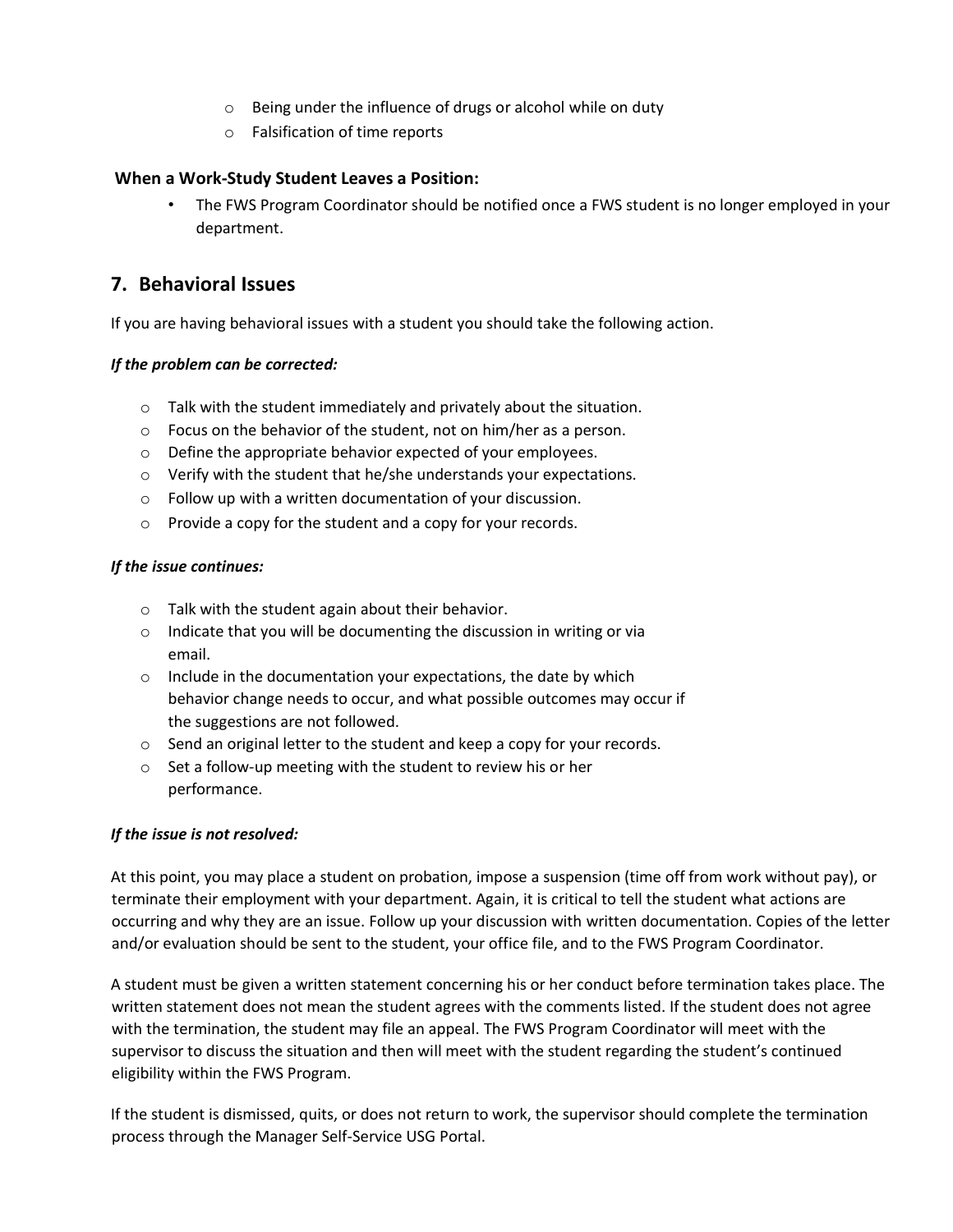- Being under the influence of drugs or alcohol while on duty
- Falsification of time reports

**When a Work-Study Student Leaves a Position:**

- The FWS Program Coordinator should be notified once a FWS student is no longer employed in your department.

## 7. Behavioral Issues

If you are having behavioral issues with a student you should take the following action.

***If the problem can be corrected:***

- Talk with the student immediately and privately about the situation.
- Focus on the behavior of the student, not on him/her as a person.
- Define the appropriate behavior expected of your employees.
- Verify with the student that he/she understands your expectations.
- Follow up with a written documentation of your discussion.
- Provide a copy for the student and a copy for your records.

***If the issue continues:***

- Talk with the student again about their behavior.
- Indicate that you will be documenting the discussion in writing or via email.
- Include in the documentation your expectations, the date by which behavior change needs to occur, and what possible outcomes may occur if the suggestions are not followed.
- Send an original letter to the student and keep a copy for your records.
- Set a follow-up meeting with the student to review his or her performance.

***If the issue is not resolved:***

At this point, you may place a student on probation, impose a suspension (time off from work without pay), or terminate their employment with your department. Again, it is critical to tell the student what actions are occurring and why they are an issue. Follow up your discussion with written documentation. Copies of the letter and/or evaluation should be sent to the student, your office file, and to the FWS Program Coordinator.

A student must be given a written statement concerning his or her conduct before termination takes place. The written statement does not mean the student agrees with the comments listed. If the student does not agree with the termination, the student may file an appeal. The FWS Program Coordinator will meet with the supervisor to discuss the situation and then will meet with the student regarding the student's continued eligibility within the FWS Program.

If the student is dismissed, quits, or does not return to work, the supervisor should complete the termination process through the Manager Self-Service USG Portal.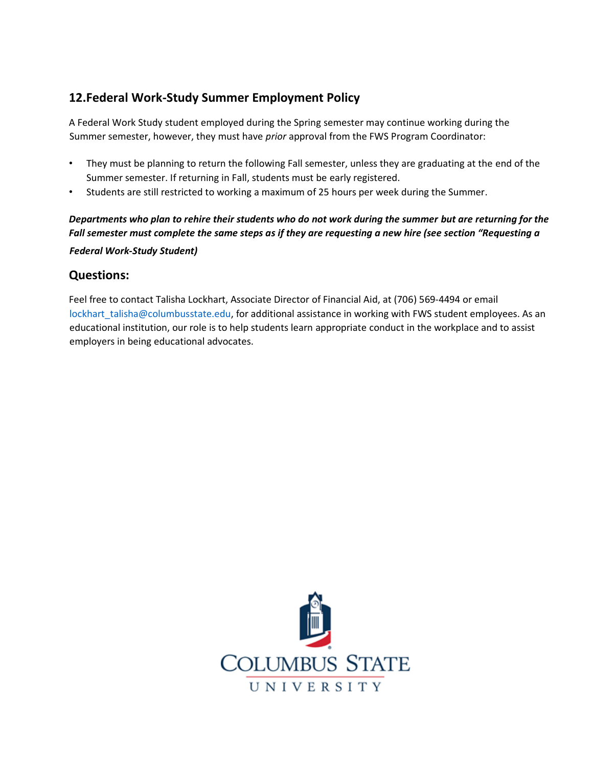## 12.Federal Work-Study Summer Employment Policy

A Federal Work Study student employed during the Spring semester may continue working during the Summer semester, however, they must have *prior* approval from the FWS Program Coordinator:

- They must be planning to return the following Fall semester, unless they are graduating at the end of the Summer semester. If returning in Fall, students must be early registered.
- Students are still restricted to working a maximum of 25 hours per week during the Summer.

***Departments who plan to rehire their students who do not work during the summer but are returning for the Fall semester must complete the same steps as if they are requesting a new hire (see section "Requesting a Federal Work-Study Student)***

## Questions:

Feel free to contact Talisha Lockhart, Associate Director of Financial Aid, at (706) 569-4494 or email lockhart_talisha@columbusstate.edu, for additional assistance in working with FWS student employees. As an educational institution, our role is to help students learn appropriate conduct in the workplace and to assist employers in being educational advocates.

COLUMBUS STATE UNIVERSITY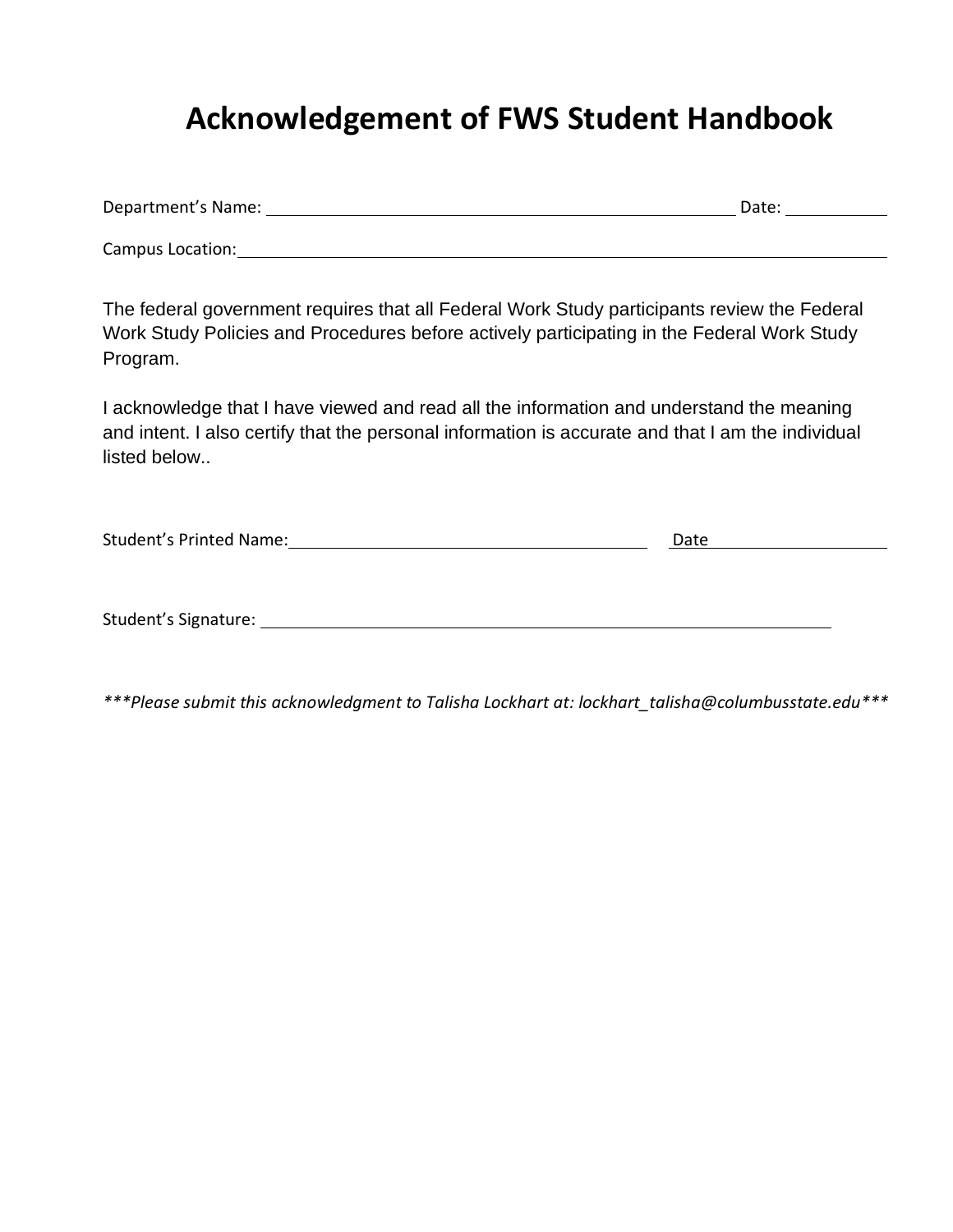# Acknowledgement of FWS Student Handbook

Department's Name: ______________________________________________ Date: __________

Campus Location: ______________________________________________________________

The federal government requires that all Federal Work Study participants review the Federal Work Study Policies and Procedures before actively participating in the Federal Work Study Program.

I acknowledge that I have viewed and read all the information and understand the meaning and intent. I also certify that the personal information is accurate and that I am the individual listed below..

Student's Printed Name: ____________________________________ Date __________________

Student's Signature: _________________________________________________________

*\*\*\*Please submit this acknowledgment to Talisha Lockhart at: lockhart_talisha@columbusstate.edu\*\*\**